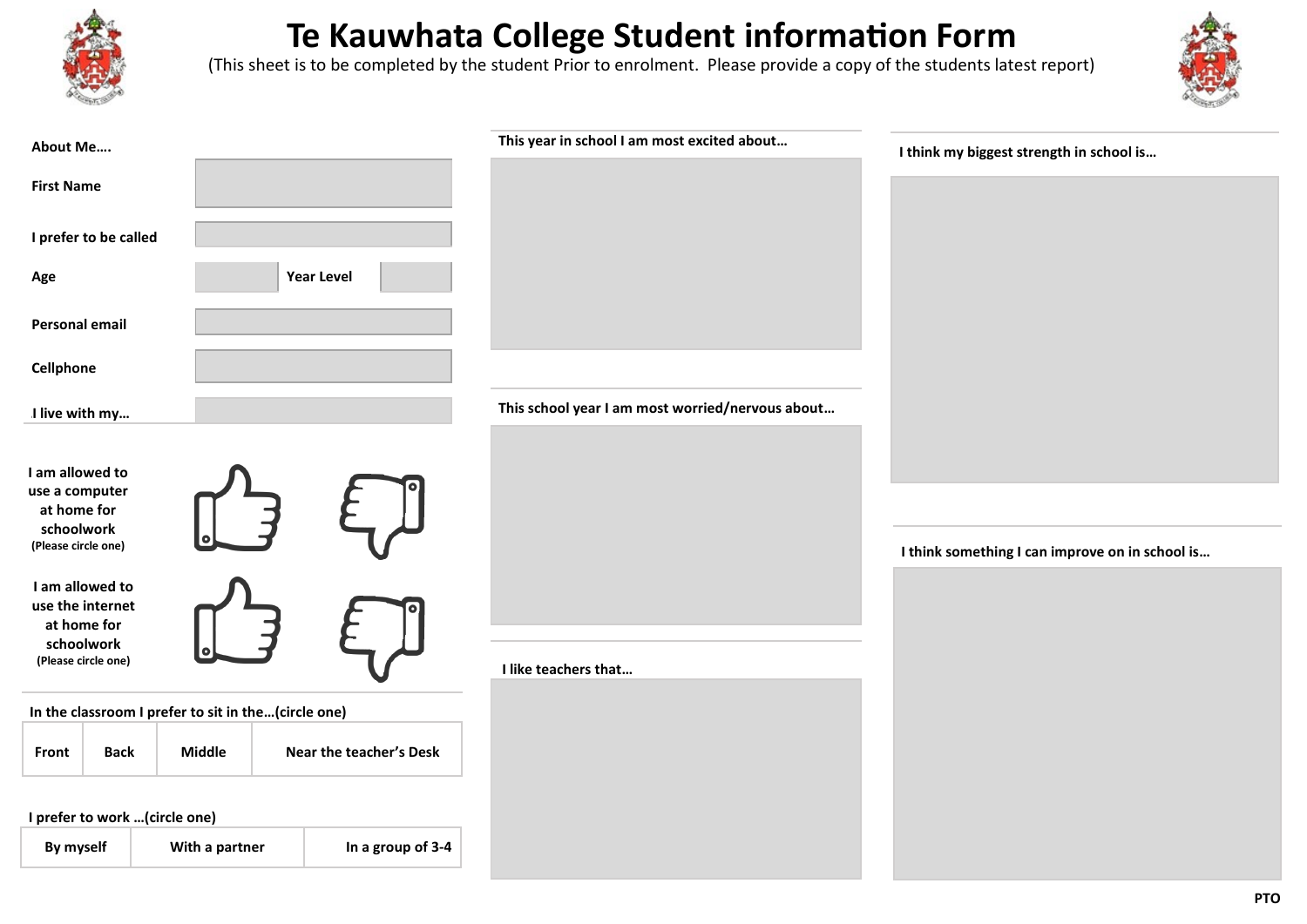# Te Kauwhata College Student information Form

(This sheet is to be completed by the student Prior to enrolment. Please provide a copy of the students latest report)

**About Me….**

**First Name**

**I prefer to be called**

**Age** **Year Level**

**Personal email**

**Cellphone**

**I live with my…**

**I am allowed to use a computer at home for schoolwork**
(Please circle one)

**I am allowed to use the internet at home for schoolwork**
(Please circle one)

**In the classroom I prefer to sit in the…(circle one)**

| Front | Back | Middle | Near the teacher's Desk |
|---|---|---|---|

**I prefer to work …(circle one)**

| By myself | With a partner | In a group of 3-4 |
|---|---|---|

**This year in school I am most excited about…**

**This school year I am most worried/nervous about…**

**I like teachers that…**

**I think my biggest strength in school is…**

**I think something I can improve on in school is…**

**PTO**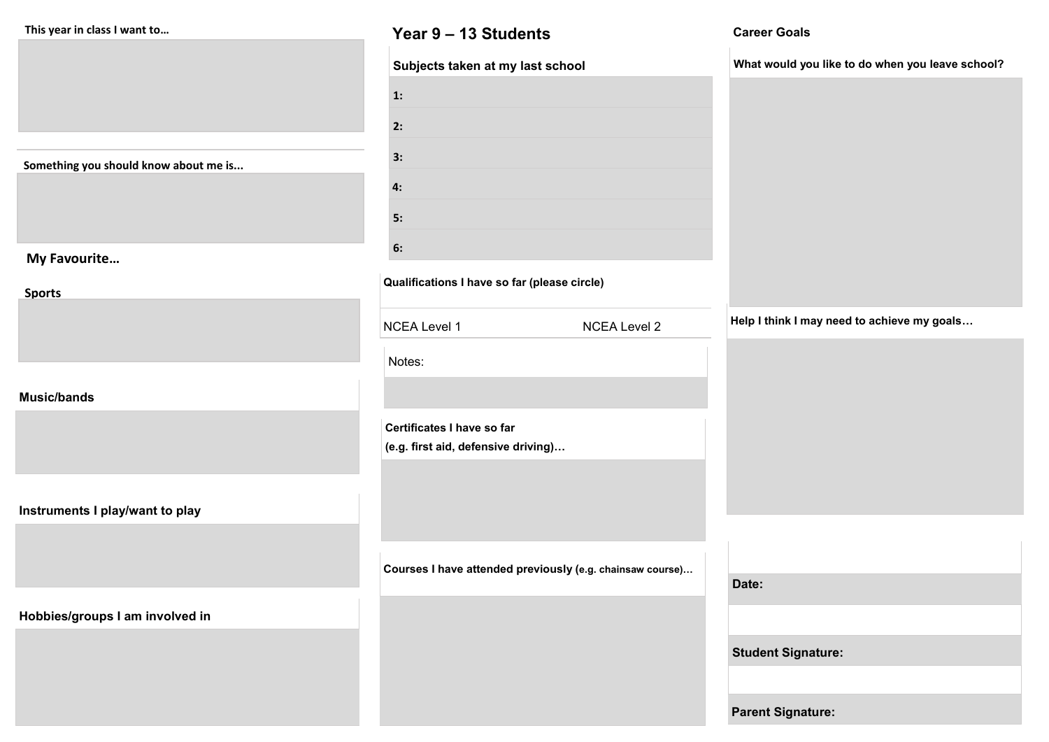**This year in class I want to…**

**Something you should know about me is…**

## My Favourite…

**Sports**

**Music/bands**

**Instruments I play/want to play**

**Hobbies/groups I am involved in**

## Year 9 – 13 Students

**Subjects taken at my last school**

**1:**

**2:**

**3:**

**4:**

**5:**

**6:**

**Qualifications I have so far (please circle)**

NCEA Level 1 NCEA Level 2

Notes:

**Certificates I have so far**
**(e.g. first aid, defensive driving)…**

**Courses I have attended previously** (e.g. chainsaw course)…

## Career Goals

**What would you like to do when you leave school?**

**Help I think I may need to achieve my goals…**

**Date:**

**Student Signature:**

**Parent Signature:**